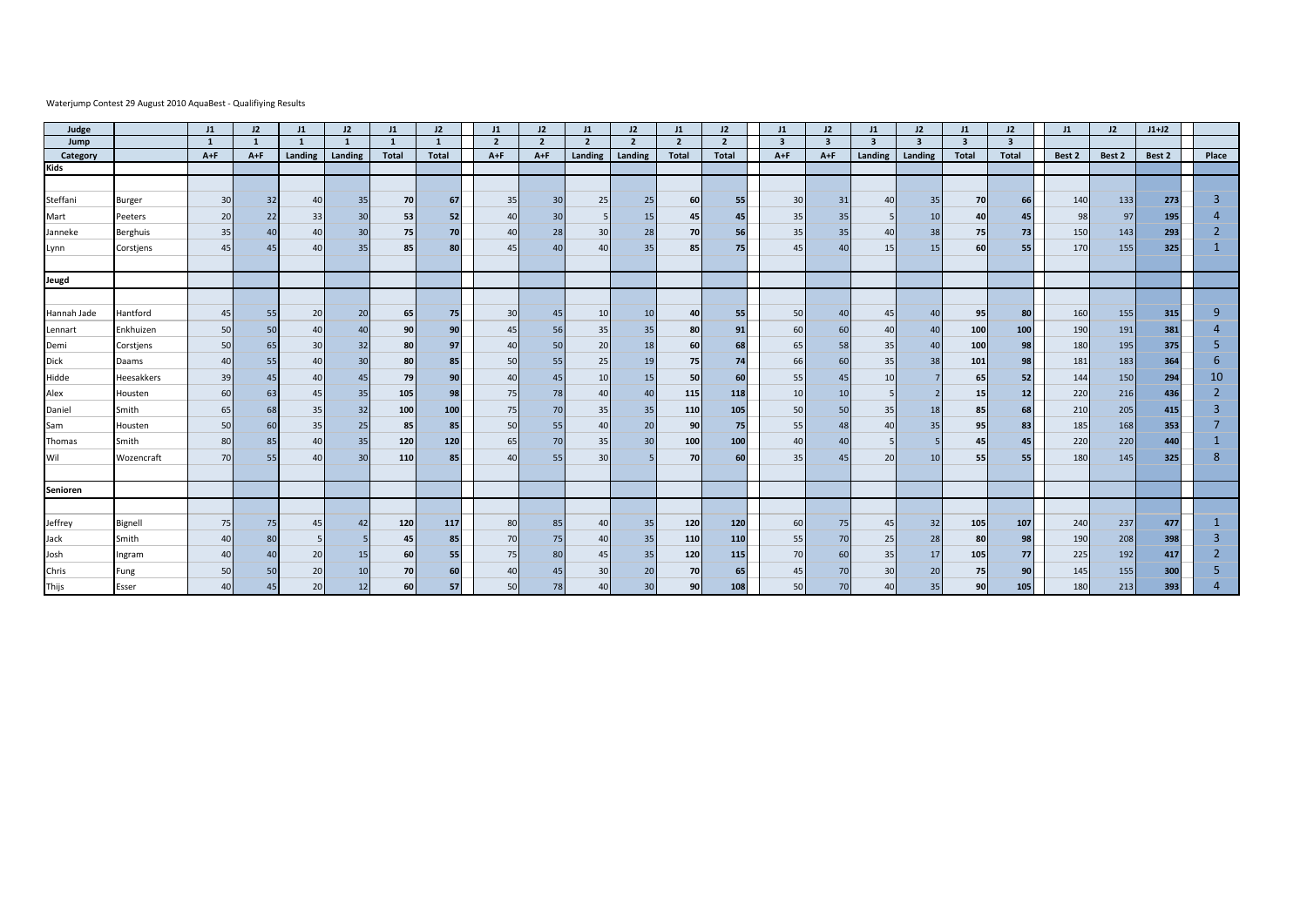Waterjump Contest 29 August 2010 AquaBest - Qualifiying Results

| Judge | | J1 | J2 | J1 | J2 | J1 | J2 | J1 | J2 | J1 | J2 | J1 | J2 | J1 | J2 | J1 | J2 | J1 | J2 | J1 | J2 | J1+J2 | |
|---|---|---|---|---|---|---|---|---|---|---|---|---|---|---|---|---|---|---|---|---|---|---|---|
| Jump | | 1 | 1 | 1 | 1 | 1 | 1 | 2 | 2 | 2 | 2 | 2 | 2 | 3 | 3 | 3 | 3 | 3 | 3 | | | | |
| Category | | A+F | A+F | Landing | Landing | Total | Total | A+F | A+F | Landing | Landing | Total | Total | A+F | A+F | Landing | Landing | Total | Total | Best 2 | Best 2 | Best 2 | Place |
| **Kids** | | | | | | | | | | | | | | | | | | | | | | | |
| Steffani | Burger | 30 | 32 | 40 | 35 | **70** | **67** | 35 | 30 | 25 | 25 | **60** | **55** | 30 | 31 | 40 | 35 | **70** | **66** | 140 | 133 | **273** | 3 |
| Mart | Peeters | 20 | 22 | 33 | 30 | **53** | **52** | 40 | 30 | 5 | 15 | **45** | **45** | 35 | 35 | 5 | 10 | **40** | **45** | 98 | 97 | **195** | 4 |
| Janneke | Berghuis | 35 | 40 | 40 | 30 | **75** | **70** | 40 | 28 | 30 | 28 | **70** | **56** | 35 | 35 | 40 | 38 | **75** | **73** | 150 | 143 | **293** | 2 |
| Lynn | Corstjens | 45 | 45 | 40 | 35 | **85** | **80** | 45 | 40 | 40 | 35 | **85** | **75** | 45 | 40 | 15 | 15 | **60** | **55** | 170 | 155 | **325** | 1 |
| **Jeugd** | | | | | | | | | | | | | | | | | | | | | | | |
| Hannah Jade | Hantford | 45 | 55 | 20 | 20 | **65** | **75** | 30 | 45 | 10 | 10 | **40** | **55** | 50 | 40 | 45 | 40 | **95** | **80** | 160 | 155 | **315** | 9 |
| Lennart | Enkhuizen | 50 | 50 | 40 | 40 | **90** | **90** | 45 | 56 | 35 | 35 | **80** | **91** | 60 | 60 | 40 | 40 | **100** | **100** | 190 | 191 | **381** | 4 |
| Demi | Corstjens | 50 | 65 | 30 | 32 | **80** | **97** | 40 | 50 | 20 | 18 | **60** | **68** | 65 | 58 | 35 | 40 | **100** | **98** | 180 | 195 | **375** | 5 |
| Dick | Daams | 40 | 55 | 40 | 30 | **80** | **85** | 50 | 55 | 25 | 19 | **75** | **74** | 66 | 60 | 35 | 38 | **101** | **98** | 181 | 183 | **364** | 6 |
| Hidde | Heesakkers | 39 | 45 | 40 | 45 | **79** | **90** | 40 | 45 | 10 | 15 | **50** | **60** | 55 | 45 | 10 | 7 | **65** | **52** | 144 | 150 | **294** | 10 |
| Alex | Housten | 60 | 63 | 45 | 35 | **105** | **98** | 75 | 78 | 40 | 40 | **115** | **118** | 10 | 10 | 5 | 2 | **15** | **12** | 220 | 216 | **436** | 2 |
| Daniel | Smith | 65 | 68 | 35 | 32 | **100** | **100** | 75 | 70 | 35 | 35 | **110** | **105** | 50 | 50 | 35 | 18 | **85** | **68** | 210 | 205 | **415** | 3 |
| Sam | Housten | 50 | 60 | 35 | 25 | **85** | **85** | 50 | 55 | 40 | 20 | **90** | **75** | 55 | 48 | 40 | 35 | **95** | **83** | 185 | 168 | **353** | 7 |
| Thomas | Smith | 80 | 85 | 40 | 35 | **120** | **120** | 65 | 70 | 35 | 30 | **100** | **100** | 40 | 40 | 5 | 5 | **45** | **45** | 220 | 220 | **440** | 1 |
| Wil | Wozencraft | 70 | 55 | 40 | 30 | **110** | **85** | 40 | 55 | 30 | 5 | **70** | **60** | 35 | 45 | 20 | 10 | **55** | **55** | 180 | 145 | **325** | 8 |
| **Senioren** | | | | | | | | | | | | | | | | | | | | | | | |
| Jeffrey | Bignell | 75 | 75 | 45 | 42 | **120** | **117** | 80 | 85 | 40 | 35 | **120** | **120** | 60 | 75 | 45 | 32 | **105** | **107** | 240 | 237 | **477** | 1 |
| Jack | Smith | 40 | 80 | 5 | 5 | **45** | **85** | 70 | 75 | 40 | 35 | **110** | **110** | 55 | 70 | 25 | 28 | **80** | **98** | 190 | 208 | **398** | 3 |
| Josh | Ingram | 40 | 40 | 20 | 15 | **60** | **55** | 75 | 80 | 45 | 35 | **120** | **115** | 70 | 60 | 35 | 17 | **105** | **77** | 225 | 192 | **417** | 2 |
| Chris | Fung | 50 | 50 | 20 | 10 | **70** | **60** | 40 | 45 | 30 | 20 | **70** | **65** | 45 | 70 | 30 | 20 | **75** | **90** | 145 | 155 | **300** | 5 |
| Thijs | Esser | 40 | 45 | 20 | 12 | **60** | **57** | 50 | 78 | 40 | 30 | **90** | **108** | 50 | 70 | 40 | 35 | **90** | **105** | 180 | 213 | **393** | 4 |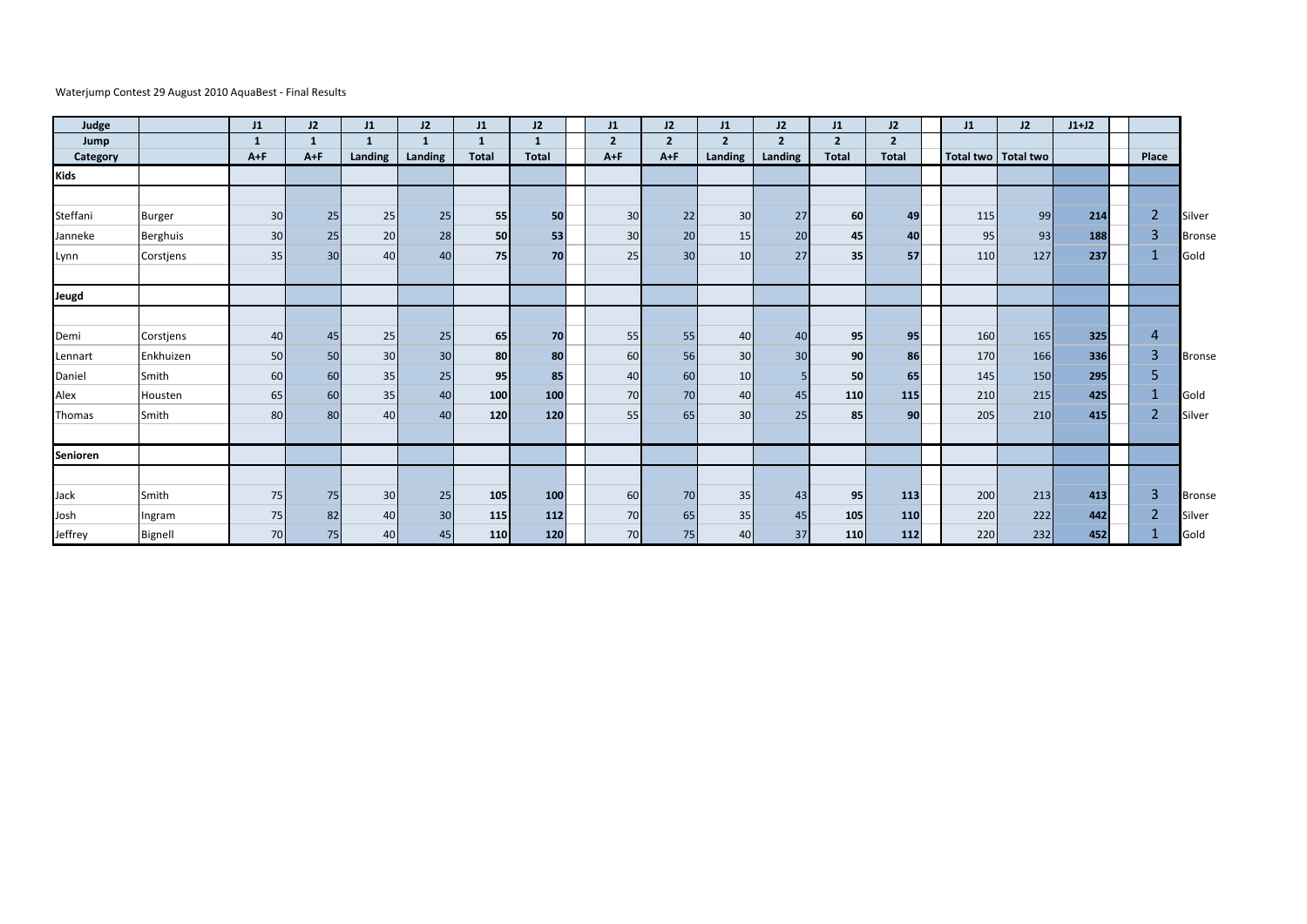Waterjump Contest 29 August 2010 AquaBest - Final Results

| Judge | | J1 | J2 | J1 | J2 | J1 | J2 | J1 | J2 | J1 | J2 | J1 | J2 | J1 | J2 | J1+J2 | | |
|---|---|---|---|---|---|---|---|---|---|---|---|---|---|---|---|---|---|---|
| Jump | | 1 | 1 | 1 | 1 | 1 | 1 | 2 | 2 | 2 | 2 | 2 | 2 | | | | | |
| Category | | A+F | A+F | Landing | Landing | Total | Total | A+F | A+F | Landing | Landing | Total | Total | Total two | Total two | | Place | |
| **Kids** | | | | | | | | | | | | | | | | | | |
| Steffani | Burger | 30 | 25 | 25 | 25 | **55** | **50** | 30 | 22 | 30 | 27 | **60** | **49** | 115 | 99 | **214** | 2 | Silver |
| Janneke | Berghuis | 30 | 25 | 20 | 28 | **50** | **53** | 30 | 20 | 15 | 20 | **45** | **40** | 95 | 93 | **188** | 3 | Bronse |
| Lynn | Corstjens | 35 | 30 | 40 | 40 | **75** | **70** | 25 | 30 | 10 | 27 | **35** | **57** | 110 | 127 | **237** | 1 | Gold |
| **Jeugd** | | | | | | | | | | | | | | | | | | |
| Demi | Corstjens | 40 | 45 | 25 | 25 | **65** | **70** | 55 | 55 | 40 | 40 | **95** | **95** | 160 | 165 | **325** | 4 | |
| Lennart | Enkhuizen | 50 | 50 | 30 | 30 | **80** | **80** | 60 | 56 | 30 | 30 | **90** | **86** | 170 | 166 | **336** | 3 | Bronse |
| Daniel | Smith | 60 | 60 | 35 | 25 | **95** | **85** | 40 | 60 | 10 | 5 | **50** | **65** | 145 | 150 | **295** | 5 | |
| Alex | Housten | 65 | 60 | 35 | 40 | **100** | **100** | 70 | 70 | 40 | 45 | **110** | **115** | 210 | 215 | **425** | 1 | Gold |
| Thomas | Smith | 80 | 80 | 40 | 40 | **120** | **120** | 55 | 65 | 30 | 25 | **85** | **90** | 205 | 210 | **415** | 2 | Silver |
| **Senioren** | | | | | | | | | | | | | | | | | | |
| Jack | Smith | 75 | 75 | 30 | 25 | **105** | **100** | 60 | 70 | 35 | 43 | **95** | **113** | 200 | 213 | **413** | 3 | Bronse |
| Josh | Ingram | 75 | 82 | 40 | 30 | **115** | **112** | 70 | 65 | 35 | 45 | **105** | **110** | 220 | 222 | **442** | 2 | Silver |
| Jeffrey | Bignell | 70 | 75 | 40 | 45 | **110** | **120** | 70 | 75 | 40 | 37 | **110** | **112** | 220 | 232 | **452** | 1 | Gold |